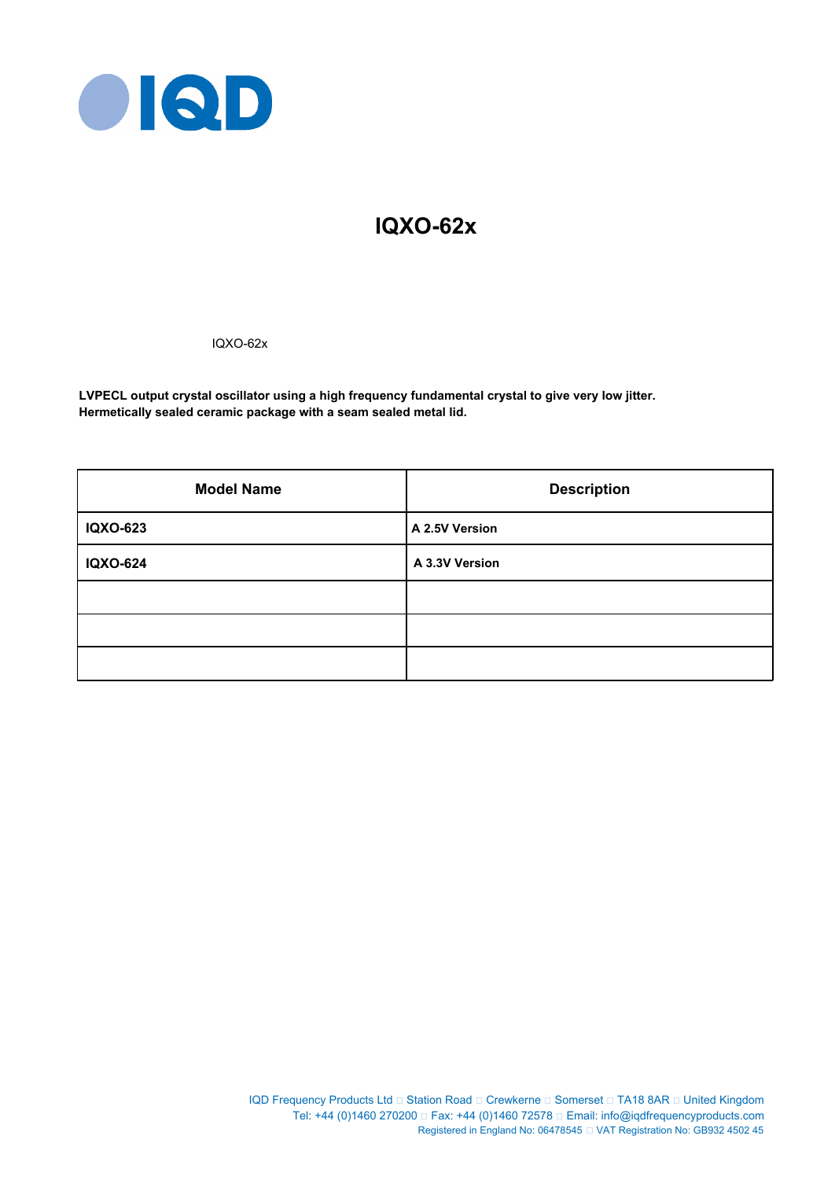# IQXO-62x

IQXO-62x

**LVPECL output crystal oscillator using a high frequency fundamental crystal to give very low jitter.**
**Hermetically sealed ceramic package with a seam sealed metal lid.**

| Model Name | Description |
|---|---|
| **IQXO-623** | **A 2.5V Version** |
| **IQXO-624** | **A 3.3V Version** |
| | |
| | |
| | |

IQD Frequency Products Ltd □ Station Road □ Crewkerne □ Somerset □ TA18 8AR □ United Kingdom
Tel: +44 (0)1460 270200 □ Fax: +44 (0)1460 72578 □ Email: info@iqdfrequencyproducts.com
Registered in England No: 06478545 □ VAT Registration No: GB932 4502 45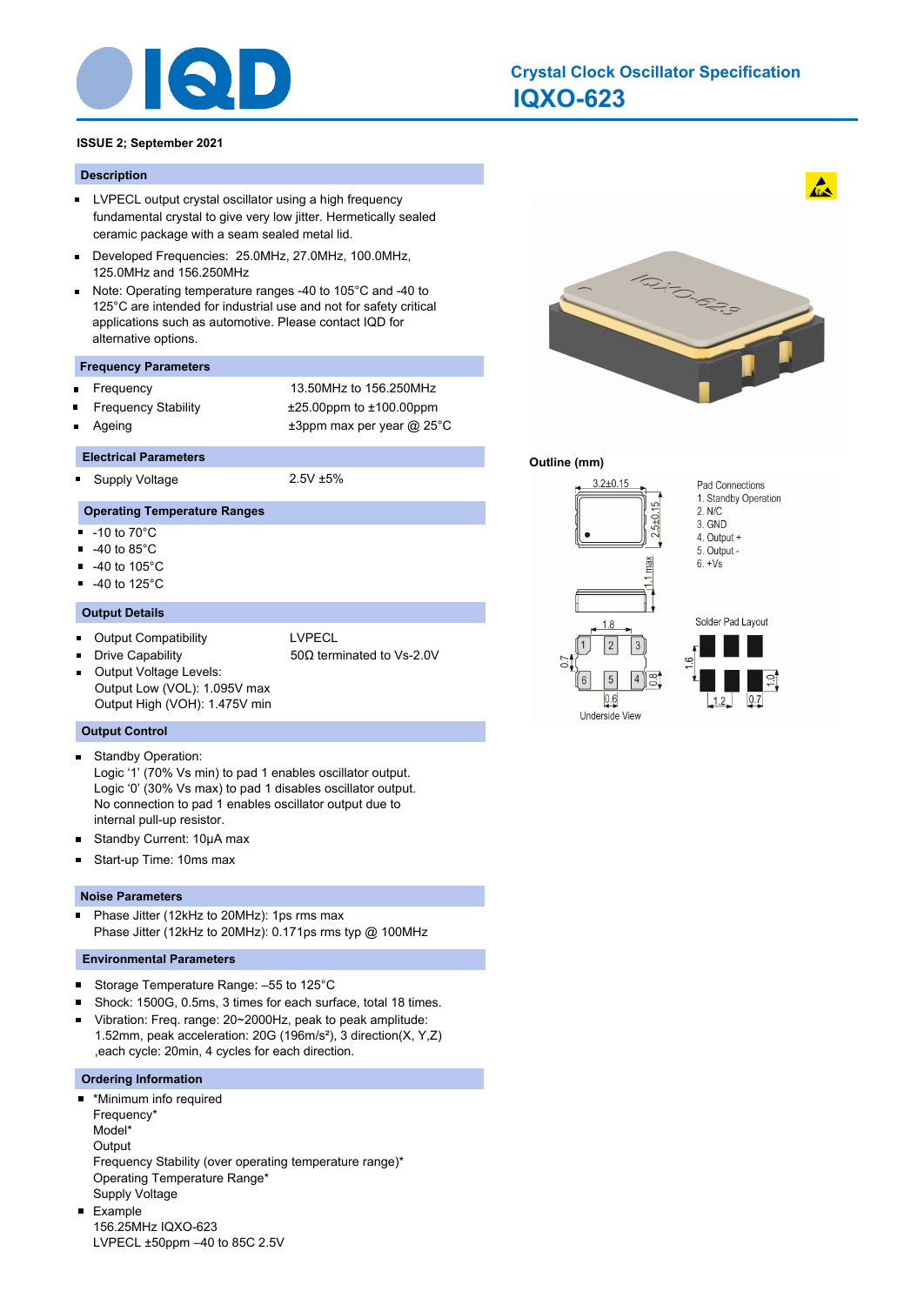# Crystal Clock Oscillator Specification

## IQXO-623

**ISSUE 2; September 2021**

### Description

- LVPECL output crystal oscillator using a high frequency fundamental crystal to give very low jitter. Hermetically sealed ceramic package with a seam sealed metal lid.
- Developed Frequencies: 25.0MHz, 27.0MHz, 100.0MHz, 125.0MHz and 156.250MHz
- Note: Operating temperature ranges -40 to 105°C and -40 to 125°C are intended for industrial use and not for safety critical applications such as automotive. Please contact IQD for alternative options.

### Frequency Parameters

| | |
|---|---|
| Frequency | 13.50MHz to 156.250MHz |
| Frequency Stability | ±25.00ppm to ±100.00ppm |
| Ageing | ±3ppm max per year @ 25°C |

### Electrical Parameters

| | |
|---|---|
| Supply Voltage | 2.5V ±5% |

### Operating Temperature Ranges

- -10 to 70°C
- -40 to 85°C
- -40 to 105°C
- -40 to 125°C

### Output Details

| | |
|---|---|
| Output Compatibility | LVPECL |
| Drive Capability | 50Ω terminated to Vs-2.0V |

- Output Voltage Levels:
  Output Low (VOL): 1.095V max
  Output High (VOH): 1.475V min

### Output Control

- Standby Operation:
  Logic '1' (70% Vs min) to pad 1 enables oscillator output.
  Logic '0' (30% Vs max) to pad 1 disables oscillator output.
  No connection to pad 1 enables oscillator output due to internal pull-up resistor.
- Standby Current: 10µA max
- Start-up Time: 10ms max

### Noise Parameters

- Phase Jitter (12kHz to 20MHz): 1ps rms max
  Phase Jitter (12kHz to 20MHz): 0.171ps rms typ @ 100MHz

### Environmental Parameters

- Storage Temperature Range: –55 to 125°C
- Shock: 1500G, 0.5ms, 3 times for each surface, total 18 times.
- Vibration: Freq. range: 20~2000Hz, peak to peak amplitude: 1.52mm, peak acceleration: 20G (196m/s²), 3 direction(X, Y,Z) ,each cycle: 20min, 4 cycles for each direction.

### Ordering Information

- *Minimum info required
  Frequency*
  Model*
  Output
  Frequency Stability (over operating temperature range)*
  Operating Temperature Range*
  Supply Voltage
- Example
  156.25MHz IQXO-623
  LVPECL ±50ppm –40 to 85C 2.5V

### Outline (mm)

Dimensions: 3.2±0.15, 2.5±0.15, 1.1 max, 1.8, 0.7, 0.8, 0.6

Pad Connections
1. Standby Operation
2. N/C
3. GND
4. Output +
5. Output -
6. +Vs

Underside View

Solder Pad Layout: 1.6, 1.2, 1.0, 0.7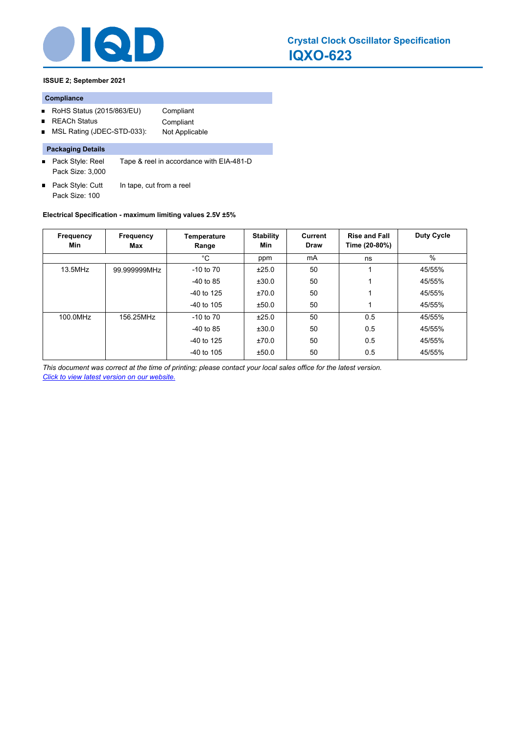# Crystal Clock Oscillator Specification

## IQXO-623

**ISSUE 2; September 2021**

### Compliance

- RoHS Status (2015/863/EU) — Compliant
- REACh Status — Compliant
- MSL Rating (JDEC-STD-033): — Not Applicable

### Packaging Details

- Pack Style: Reel — Tape & reel in accordance with EIA-481-D
  Pack Size: 3,000
- Pack Style: Cutt — In tape, cut from a reel
  Pack Size: 100

**Electrical Specification - maximum limiting values 2.5V ±5%**

| Frequency Min | Frequency Max | Temperature Range | Stability Min | Current Draw | Rise and Fall Time (20-80%) | Duty Cycle |
|---|---|---|---|---|---|---|
| | | °C | ppm | mA | ns | % |
| 13.5MHz | 99.999999MHz | -10 to 70 | ±25.0 | 50 | 1 | 45/55% |
| | | -40 to 85 | ±30.0 | 50 | 1 | 45/55% |
| | | -40 to 125 | ±70.0 | 50 | 1 | 45/55% |
| | | -40 to 105 | ±50.0 | 50 | 1 | 45/55% |
| 100.0MHz | 156.25MHz | -10 to 70 | ±25.0 | 50 | 0.5 | 45/55% |
| | | -40 to 85 | ±30.0 | 50 | 0.5 | 45/55% |
| | | -40 to 125 | ±70.0 | 50 | 0.5 | 45/55% |
| | | -40 to 105 | ±50.0 | 50 | 0.5 | 45/55% |

*This document was correct at the time of printing; please contact your local sales office for the latest version.*
*Click to view latest version on our website.*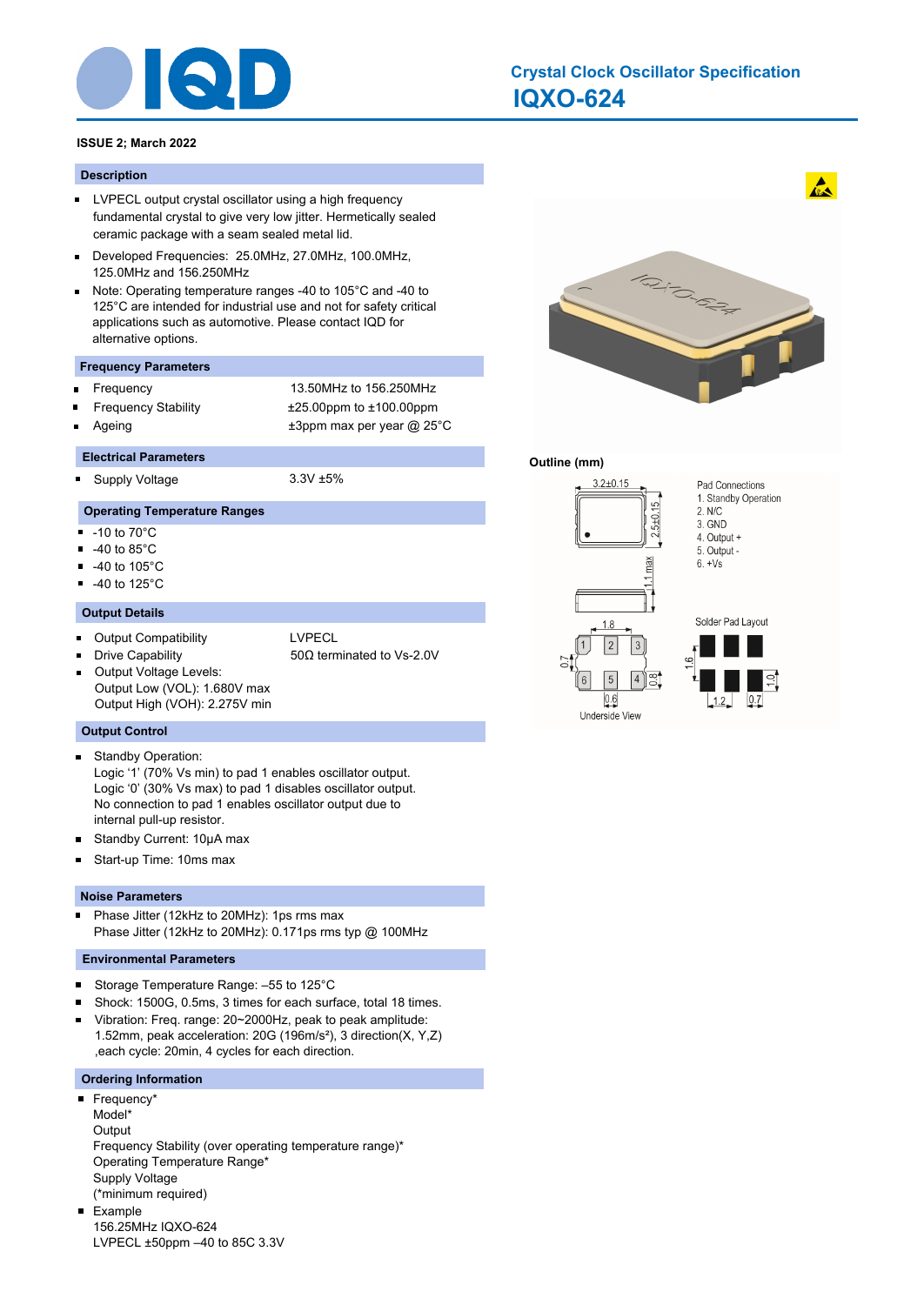# Crystal Clock Oscillator Specification

## IQXO-624

**ISSUE 2; March 2022**

### Description

- LVPECL output crystal oscillator using a high frequency fundamental crystal to give very low jitter. Hermetically sealed ceramic package with a seam sealed metal lid.
- Developed Frequencies: 25.0MHz, 27.0MHz, 100.0MHz, 125.0MHz and 156.250MHz
- Note: Operating temperature ranges -40 to 105°C and -40 to 125°C are intended for industrial use and not for safety critical applications such as automotive. Please contact IQD for alternative options.

### Frequency Parameters

- Frequency: 13.50MHz to 156.250MHz
- Frequency Stability: ±25.00ppm to ±100.00ppm
- Ageing: ±3ppm max per year @ 25°C

### Electrical Parameters

- Supply Voltage: 3.3V ±5%

### Operating Temperature Ranges

- -10 to 70°C
- -40 to 85°C
- -40 to 105°C
- -40 to 125°C

### Output Details

- Output Compatibility: LVPECL
- Drive Capability: 50Ω terminated to Vs-2.0V
- Output Voltage Levels:
  Output Low (VOL): 1.680V max
  Output High (VOH): 2.275V min

### Output Control

- Standby Operation:
  Logic '1' (70% Vs min) to pad 1 enables oscillator output.
  Logic '0' (30% Vs max) to pad 1 disables oscillator output.
  No connection to pad 1 enables oscillator output due to internal pull-up resistor.
- Standby Current: 10µA max
- Start-up Time: 10ms max

### Noise Parameters

- Phase Jitter (12kHz to 20MHz): 1ps rms max
  Phase Jitter (12kHz to 20MHz): 0.171ps rms typ @ 100MHz

### Environmental Parameters

- Storage Temperature Range: –55 to 125°C
- Shock: 1500G, 0.5ms, 3 times for each surface, total 18 times.
- Vibration: Freq. range: 20~2000Hz, peak to peak amplitude: 1.52mm, peak acceleration: 20G (196m/s²), 3 direction(X, Y,Z) ,each cycle: 20min, 4 cycles for each direction.

### Ordering Information

- Frequency*
  Model*
  Output
  Frequency Stability (over operating temperature range)*
  Operating Temperature Range*
  Supply Voltage
  (*minimum required)
- Example
  156.25MHz IQXO-624
  LVPECL ±50ppm –40 to 85C 3.3V

### Outline (mm)

3.2±0.15; 2.5±0.15; 1.1 max; 1.8; 0.7; 0.8; 0.6

Underside View

Pad Connections
1. Standby Operation
2. N/C
3. GND
4. Output +
5. Output -
6. +Vs

Solder Pad Layout

1.6; 1.2; 0.7; 1.0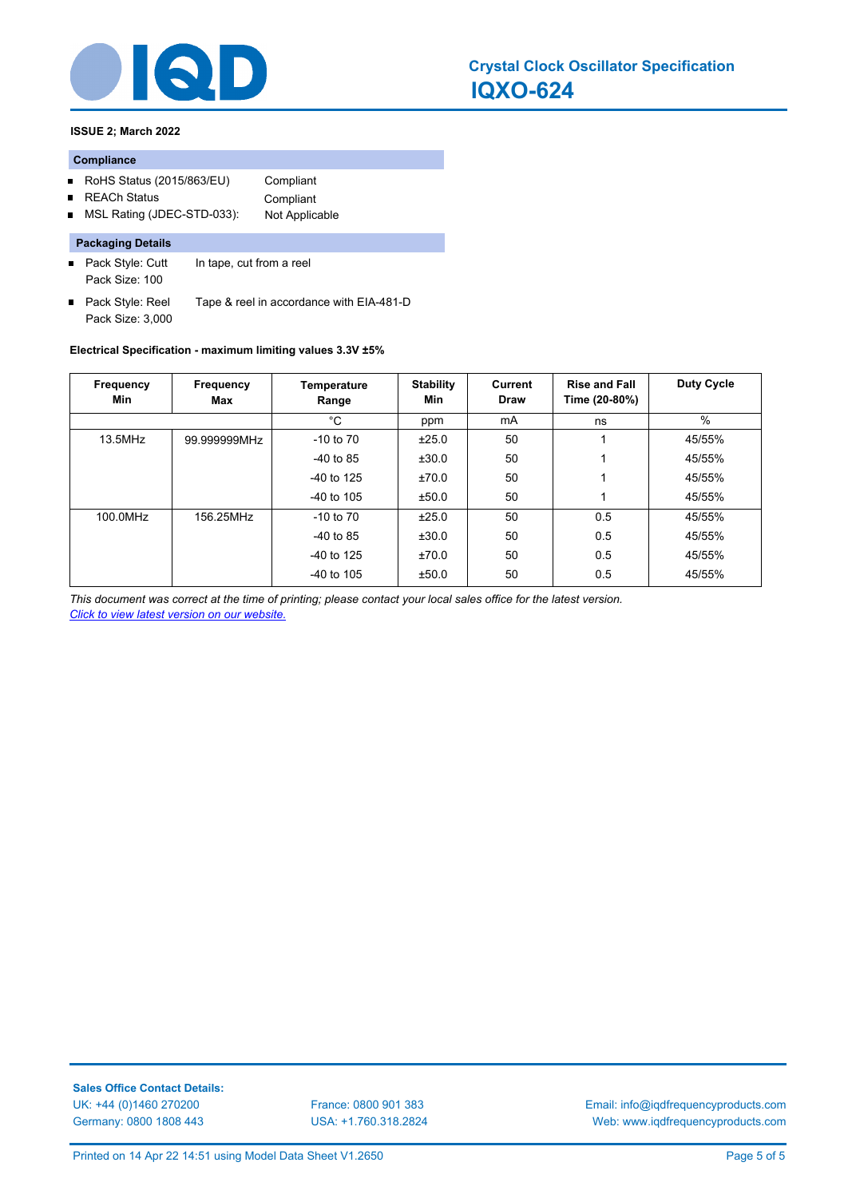# Crystal Clock Oscillator Specification

## IQXO-624

**ISSUE 2; March 2022**

### Compliance

- RoHS Status (2015/863/EU) Compliant
- REACh Status Compliant
- MSL Rating (JDEC-STD-033): Not Applicable

### Packaging Details

- Pack Style: Cutt In tape, cut from a reel
  Pack Size: 100
- Pack Style: Reel Tape & reel in accordance with EIA-481-D
  Pack Size: 3,000

**Electrical Specification - maximum limiting values 3.3V ±5%**

| Frequency Min | Frequency Max | Temperature Range | Stability Min | Current Draw | Rise and Fall Time (20-80%) | Duty Cycle |
|---|---|---|---|---|---|---|
| | | °C | ppm | mA | ns | % |
| 13.5MHz | 99.999999MHz | -10 to 70 | ±25.0 | 50 | 1 | 45/55% |
| | | -40 to 85 | ±30.0 | 50 | 1 | 45/55% |
| | | -40 to 125 | ±70.0 | 50 | 1 | 45/55% |
| | | -40 to 105 | ±50.0 | 50 | 1 | 45/55% |
| 100.0MHz | 156.25MHz | -10 to 70 | ±25.0 | 50 | 0.5 | 45/55% |
| | | -40 to 85 | ±30.0 | 50 | 0.5 | 45/55% |
| | | -40 to 125 | ±70.0 | 50 | 0.5 | 45/55% |
| | | -40 to 105 | ±50.0 | 50 | 0.5 | 45/55% |

*This document was correct at the time of printing; please contact your local sales office for the latest version.*
*Click to view latest version on our website.*

**Sales Office Contact Details:**
UK: +44 (0)1460 270200
Germany: 0800 1808 443
France: 0800 901 383
USA: +1.760.318.2824
Email: info@iqdfrequencyproducts.com
Web: www.iqdfrequencyproducts.com

Printed on 14 Apr 22 14:51 using Model Data Sheet V1.2650